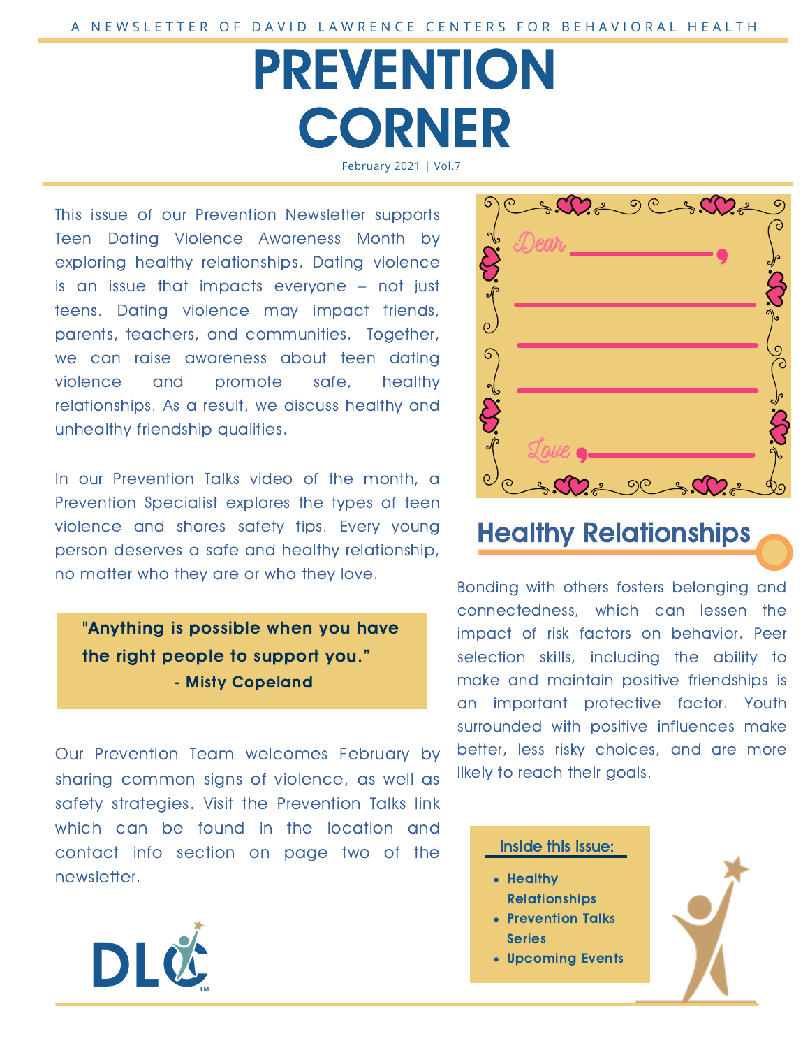A NEWSLETTER OF DAVID LAWRENCE CENTERS FOR BEHAVIORAL HEALTH

# PREVENTION CORNER

February 2021 | Vol.7

This issue of our Prevention Newsletter supports Teen Dating Violence Awareness Month by exploring healthy relationships. Dating violence is an issue that impacts everyone – not just teens. Dating violence may impact friends, parents, teachers, and communities. Together, we can raise awareness about teen dating violence and promote safe, healthy relationships. As a result, we discuss healthy and unhealthy friendship qualities.

In our Prevention Talks video of the month, a Prevention Specialist explores the types of teen violence and shares safety tips. Every young person deserves a safe and healthy relationship, no matter who they are or who they love.

> **"Anything is possible when you have the right people to support you."**
> **- Misty Copeland**

Our Prevention Team welcomes February by sharing common signs of violence, as well as safety strategies. Visit the Prevention Talks link which can be found in the location and contact info section on page two of the newsletter.

Dear ,

Love ,

## Healthy Relationships

Bonding with others fosters belonging and connectedness, which can lessen the impact of risk factors on behavior. Peer selection skills, including the ability to make and maintain positive friendships is an important protective factor. Youth surrounded with positive influences make better, less risky choices, and are more likely to reach their goals.

**Inside this issue:**

- **Healthy Relationships**
- **Prevention Talks Series**
- **Upcoming Events**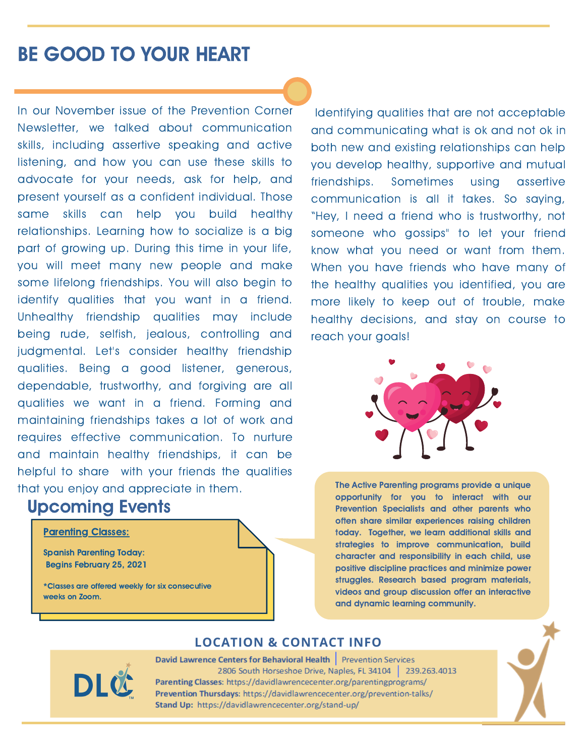# BE GOOD TO YOUR HEART

In our November issue of the Prevention Corner Newsletter, we talked about communication skills, including assertive speaking and active listening, and how you can use these skills to advocate for your needs, ask for help, and present yourself as a confident individual. Those same skills can help you build healthy relationships. Learning how to socialize is a big part of growing up. During this time in your life, you will meet many new people and make some lifelong friendships. You will also begin to identify qualities that you want in a friend. Unhealthy friendship qualities may include being rude, selfish, jealous, controlling and judgmental. Let's consider healthy friendship qualities. Being a good listener, generous, dependable, trustworthy, and forgiving are all qualities we want in a friend. Forming and maintaining friendships takes a lot of work and requires effective communication. To nurture and maintain healthy friendships, it can be helpful to share with your friends the qualities that you enjoy and appreciate in them.

Identifying qualities that are not acceptable and communicating what is ok and not ok in both new and existing relationships can help you develop healthy, supportive and mutual friendships. Sometimes using assertive communication is all it takes. So saying, "Hey, I need a friend who is trustworthy, not someone who gossips" to let your friend know what you need or want from them. When you have friends who have many of the healthy qualities you identified, you are more likely to keep out of trouble, make healthy decisions, and stay on course to reach your goals!

## Upcoming Events

**Parenting Classes:**

**Spanish Parenting Today:**
**Begins February 25, 2021**

**\*Classes are offered weekly for six consecutive weeks on Zoom.**

**The Active Parenting programs provide a unique opportunity for you to interact with our Prevention Specialists and other parents who often share similar experiences raising children today. Together, we learn additional skills and strategies to improve communication, build character and responsibility in each child, use positive discipline practices and minimize power struggles. Research based program materials, videos and group discussion offer an interactive and dynamic learning community.**

## LOCATION & CONTACT INFO

**David Lawrence Centers for Behavioral Health** | Prevention Services
2806 South Horseshoe Drive, Naples, FL 34104 | 239.263.4013
**Parenting Classes**: https://davidlawrencecenter.org/parentingprograms/
**Prevention Thursdays**: https://davidlawrencecenter.org/prevention-talks/
**Stand Up:** https://davidlawrencecenter.org/stand-up/